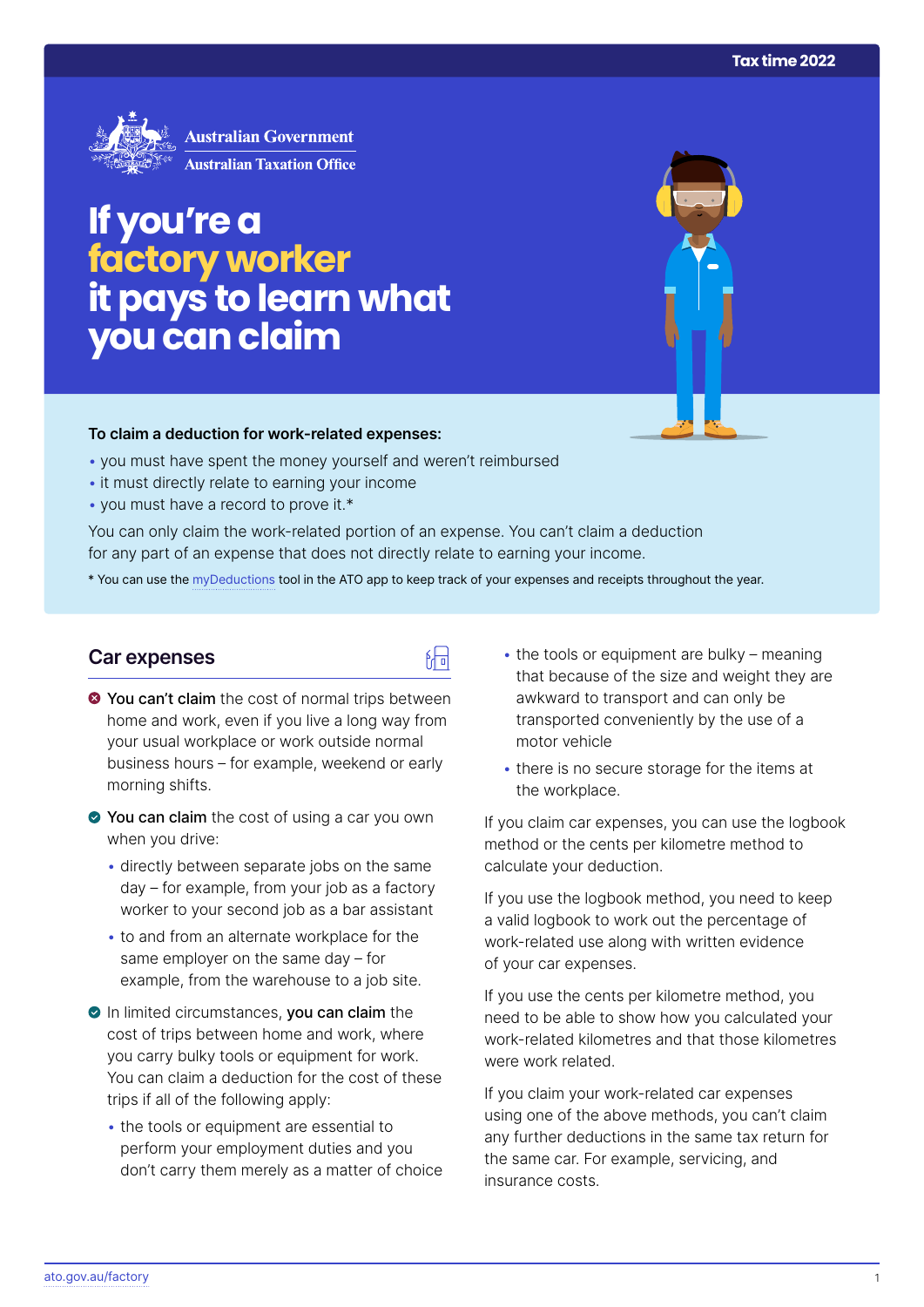Tax time 2022

Australian Government
Australian Taxation Office

# If you're a factory worker it pays to learn what you can claim

**To claim a deduction for work-related expenses:**

- you must have spent the money yourself and weren't reimbursed
- it must directly relate to earning your income
- you must have a record to prove it.*

You can only claim the work-related portion of an expense. You can't claim a deduction for any part of an expense that does not directly relate to earning your income.

* You can use the myDeductions tool in the ATO app to keep track of your expenses and receipts throughout the year.

## Car expenses

- **You can't claim** the cost of normal trips between home and work, even if you live a long way from your usual workplace or work outside normal business hours – for example, weekend or early morning shifts.
- **You can claim** the cost of using a car you own when you drive:
  - directly between separate jobs on the same day – for example, from your job as a factory worker to your second job as a bar assistant
  - to and from an alternate workplace for the same employer on the same day – for example, from the warehouse to a job site.
- In limited circumstances, **you can claim** the cost of trips between home and work, where you carry bulky tools or equipment for work. You can claim a deduction for the cost of these trips if all of the following apply:
  - the tools or equipment are essential to perform your employment duties and you don't carry them merely as a matter of choice
  - the tools or equipment are bulky – meaning that because of the size and weight they are awkward to transport and can only be transported conveniently by the use of a motor vehicle
  - there is no secure storage for the items at the workplace.

If you claim car expenses, you can use the logbook method or the cents per kilometre method to calculate your deduction.

If you use the logbook method, you need to keep a valid logbook to work out the percentage of work-related use along with written evidence of your car expenses.

If you use the cents per kilometre method, you need to be able to show how you calculated your work-related kilometres and that those kilometres were work related.

If you claim your work-related car expenses using one of the above methods, you can't claim any further deductions in the same tax return for the same car. For example, servicing, and insurance costs.

ato.gov.au/factory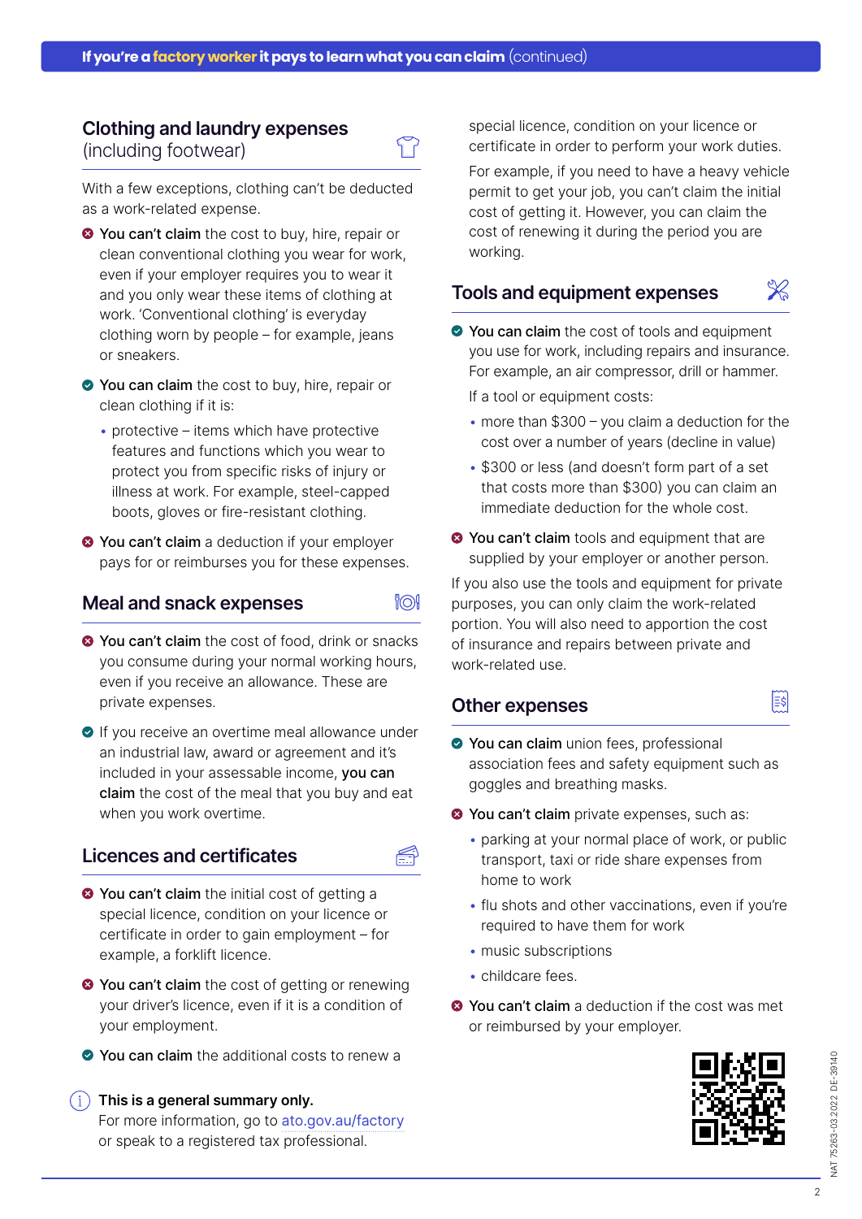**If you're a factory worker it pays to learn what you can claim** (continued)

## Clothing and laundry expenses (including footwear)

With a few exceptions, clothing can't be deducted as a work-related expense.

- **You can't claim** the cost to buy, hire, repair or clean conventional clothing you wear for work, even if your employer requires you to wear it and you only wear these items of clothing at work. 'Conventional clothing' is everyday clothing worn by people – for example, jeans or sneakers.
- **You can claim** the cost to buy, hire, repair or clean clothing if it is:
  - protective – items which have protective features and functions which you wear to protect you from specific risks of injury or illness at work. For example, steel-capped boots, gloves or fire-resistant clothing.
- **You can't claim** a deduction if your employer pays for or reimburses you for these expenses.

## Meal and snack expenses

- **You can't claim** the cost of food, drink or snacks you consume during your normal working hours, even if you receive an allowance. These are private expenses.
- If you receive an overtime meal allowance under an industrial law, award or agreement and it's included in your assessable income, **you can claim** the cost of the meal that you buy and eat when you work overtime.

## Licences and certificates

- **You can't claim** the initial cost of getting a special licence, condition on your licence or certificate in order to gain employment – for example, a forklift licence.
- **You can't claim** the cost of getting or renewing your driver's licence, even if it is a condition of your employment.
- **You can claim** the additional costs to renew a special licence, condition on your licence or certificate in order to perform your work duties.

  For example, if you need to have a heavy vehicle permit to get your job, you can't claim the initial cost of getting it. However, you can claim the cost of renewing it during the period you are working.

## Tools and equipment expenses

- **You can claim** the cost of tools and equipment you use for work, including repairs and insurance. For example, an air compressor, drill or hammer.

  If a tool or equipment costs:
  - more than $300 – you claim a deduction for the cost over a number of years (decline in value)
  - $300 or less (and doesn't form part of a set that costs more than $300) you can claim an immediate deduction for the whole cost.
- **You can't claim** tools and equipment that are supplied by your employer or another person.

If you also use the tools and equipment for private purposes, you can only claim the work-related portion. You will also need to apportion the cost of insurance and repairs between private and work-related use.

## Other expenses

- **You can claim** union fees, professional association fees and safety equipment such as goggles and breathing masks.
- **You can't claim** private expenses, such as:
  - parking at your normal place of work, or public transport, taxi or ride share expenses from home to work
  - flu shots and other vaccinations, even if you're required to have them for work
  - music subscriptions
  - childcare fees.
- **You can't claim** a deduction if the cost was met or reimbursed by your employer.

**This is a general summary only.**
For more information, go to ato.gov.au/factory or speak to a registered tax professional.

NAT 75263-03.2022 DE-39140